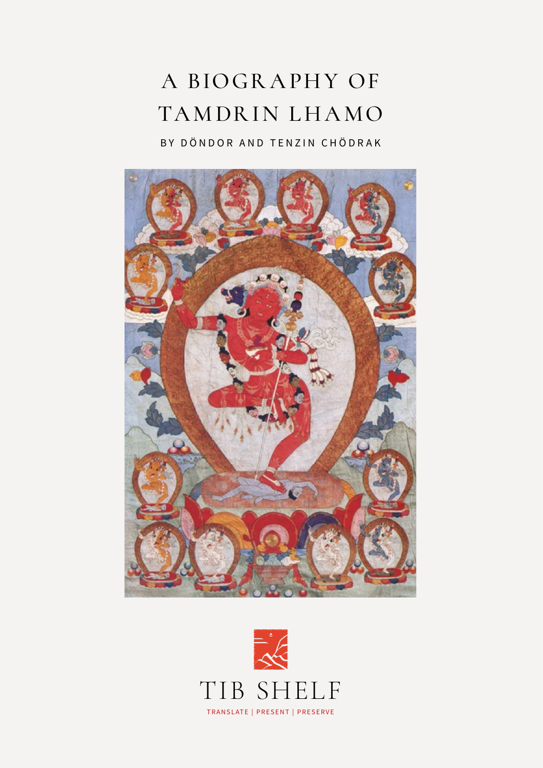# A BIOGRAPHY OF TAMDRIN LHAMO

BY DÖNDOR AND TENZIN CHÖDRAK

TIB SHELF

TRANSLATE | PRESENT | PRESERVE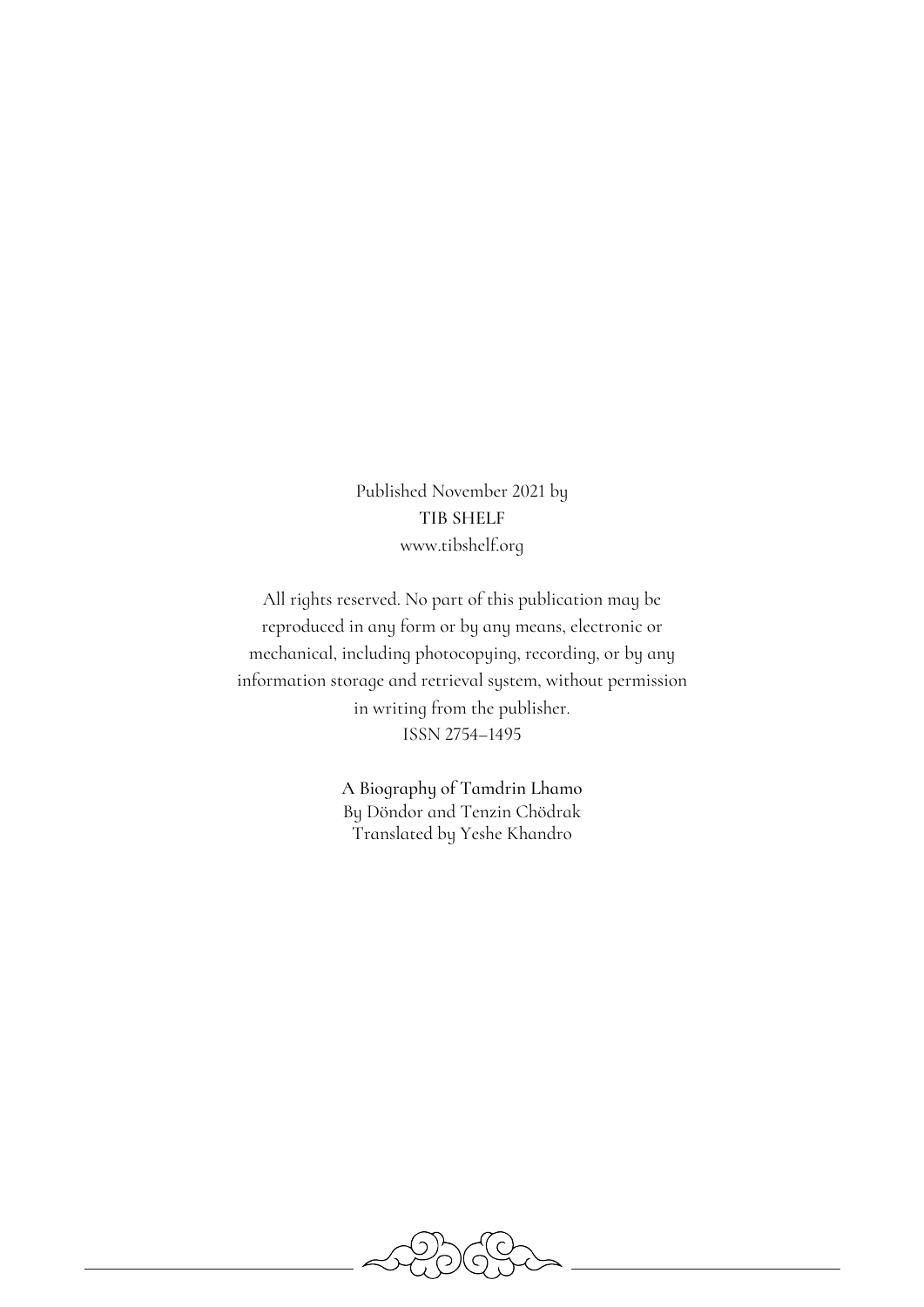Published November 2021 by
TIB SHELF
www.tibshelf.org

All rights reserved. No part of this publication may be reproduced in any form or by any means, electronic or mechanical, including photocopying, recording, or by any information storage and retrieval system, without permission in writing from the publisher.
ISSN 2754–1495

**A Biography of Tamdrin Lhamo**
By Döndor and Tenzin Chödrak
Translated by Yeshe Khandro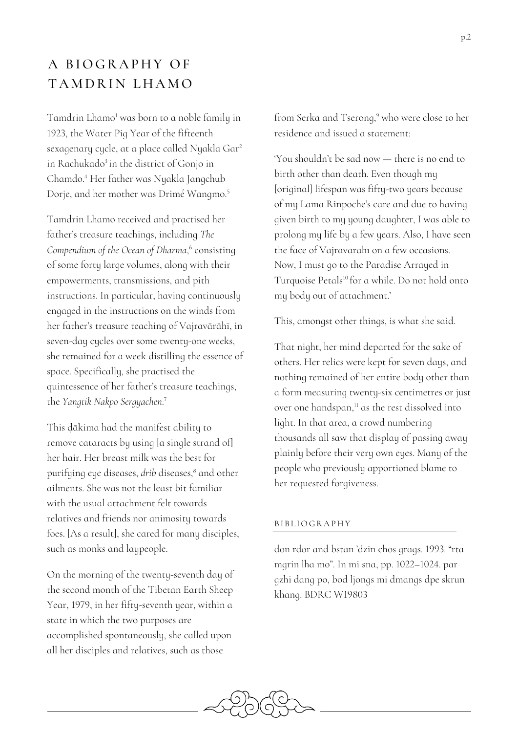# A BIOGRAPHY OF TAMDRIN LHAMO

Tamdrin Lhamo[1] was born to a noble family in 1923, the Water Pig Year of the fifteenth sexagenary cycle, at a place called Nyakla Gar[2] in Rachukado[3] in the district of Gonjo in Chamdo.[4] Her father was Nyakla Jangchub Dorje, and her mother was Drimé Wangmo.[5]

Tamdrin Lhamo received and practised her father's treasure teachings, including *The Compendium of the Ocean of Dharma*,[6] consisting of some forty large volumes, along with their empowerments, transmissions, and pith instructions. In particular, having continuously engaged in the instructions on the winds from her father's treasure teaching of Vajravārāhī, in seven-day cycles over some twenty-one weeks, she remained for a week distilling the essence of space. Specifically, she practised the quintessence of her father's treasure teachings, the *Yangtik Nakpo Sergyachen*.[7]

This ḍākima had the manifest ability to remove cataracts by using [a single strand of] her hair. Her breast milk was the best for purifying eye diseases, *drib* diseases,[8] and other ailments. She was not the least bit familiar with the usual attachment felt towards relatives and friends nor animosity towards foes. [As a result], she cared for many disciples, such as monks and laypeople.

On the morning of the twenty-seventh day of the second month of the Tibetan Earth Sheep Year, 1979, in her fifty-seventh year, within a state in which the two purposes are accomplished spontaneously, she called upon all her disciples and relatives, such as those from Serka and Tserong,[9] who were close to her residence and issued a statement:

'You shouldn't be sad now — there is no end to birth other than death. Even though my [original] lifespan was fifty-two years because of my Lama Rinpoche's care and due to having given birth to my young daughter, I was able to prolong my life by a few years. Also, I have seen the face of Vajravārāhī on a few occasions. Now, I must go to the Paradise Arrayed in Turquoise Petals[10] for a while. Do not hold onto my body out of attachment.'

This, amongst other things, is what she said.

That night, her mind departed for the sake of others. Her relics were kept for seven days, and nothing remained of her entire body other than a form measuring twenty-six centimetres or just over one handspan,[11] as the rest dissolved into light. In that area, a crowd numbering thousands all saw that display of passing away plainly before their very own eyes. Many of the people who previously apportioned blame to her requested forgiveness.

## BIBLIOGRAPHY

don rdor and bstan 'dzin chos grags. 1993. "rta mgrin lha mo". In mi sna, pp. 1022–1024. par gzhi dang po, bod ljongs mi dmangs dpe skrun khang. BDRC W19803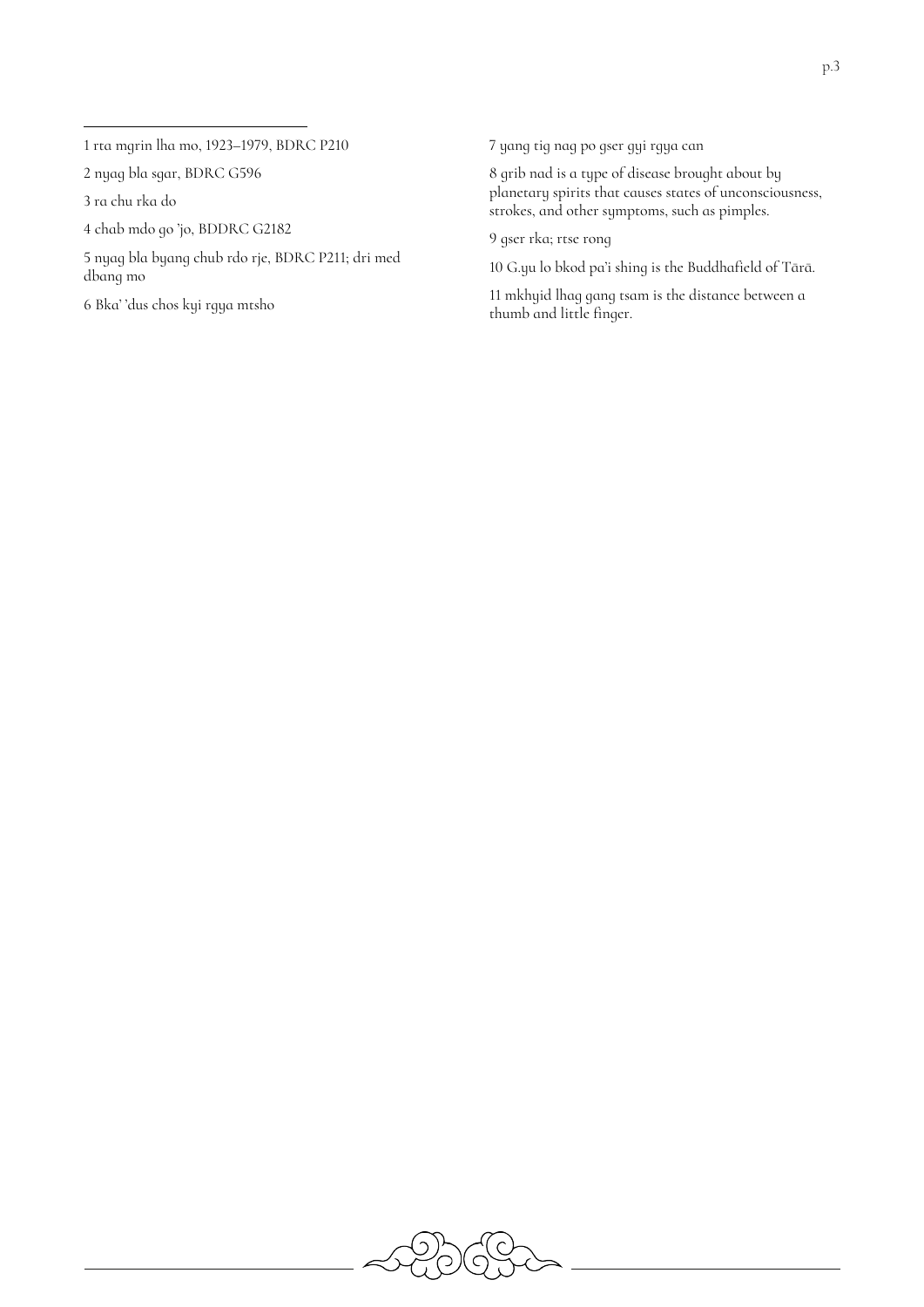1 rta mgrin lha mo, 1923–1979, BDRC P210

2 nyag bla sgar, BDRC G596

3 ra chu rka do

4 chab mdo go 'jo, BDDRC G2182

5 nyag bla byang chub rdo rje, BDRC P211; dri med dbang mo

6 Bka' 'dus chos kyi rgya mtsho

7 yang tig nag po gser gyi rgya can

8 grib nad is a type of disease brought about by planetary spirits that causes states of unconsciousness, strokes, and other symptoms, such as pimples.

9 gser rka; rtse rong

10 G.yu lo bkod pa'i shing is the Buddhafield of Tārā.

11 mkhyid lhag gang tsam is the distance between a thumb and little finger.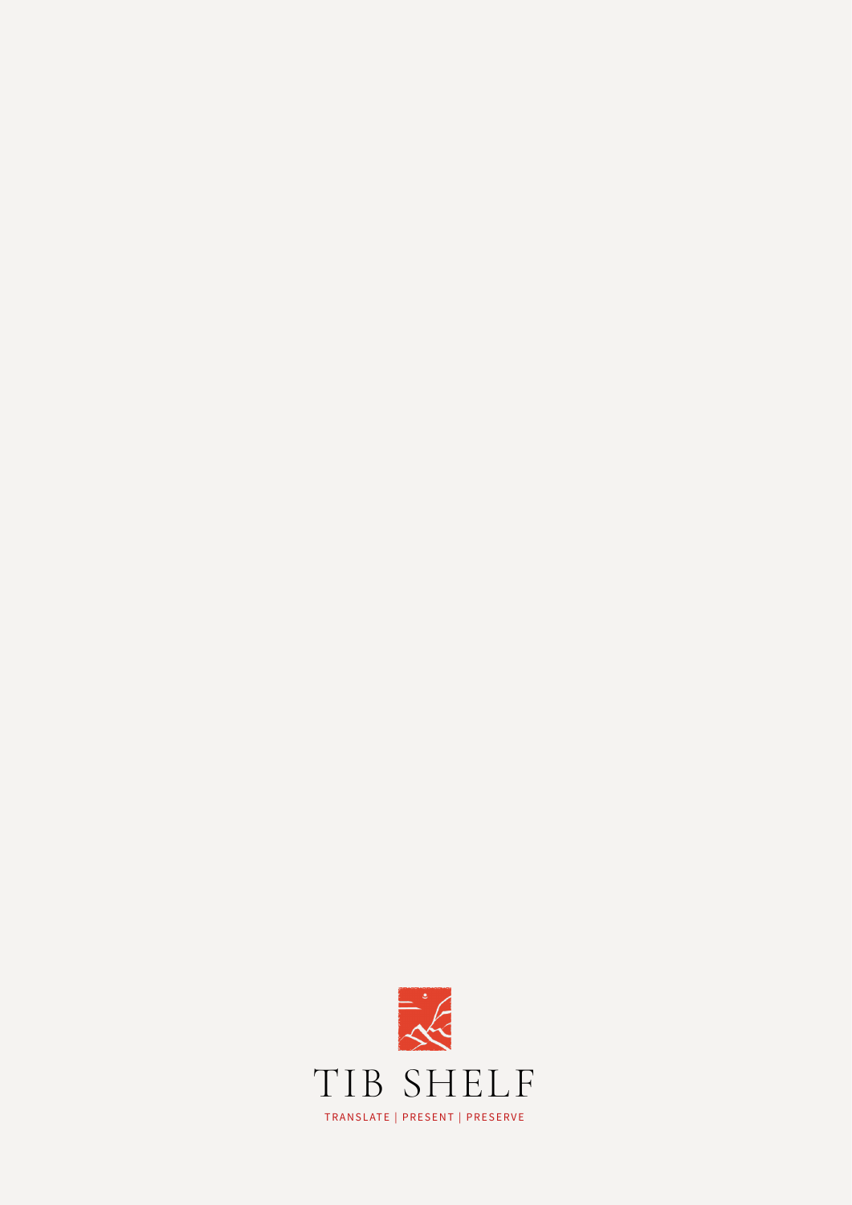TIB SHELF

TRANSLATE | PRESENT | PRESERVE